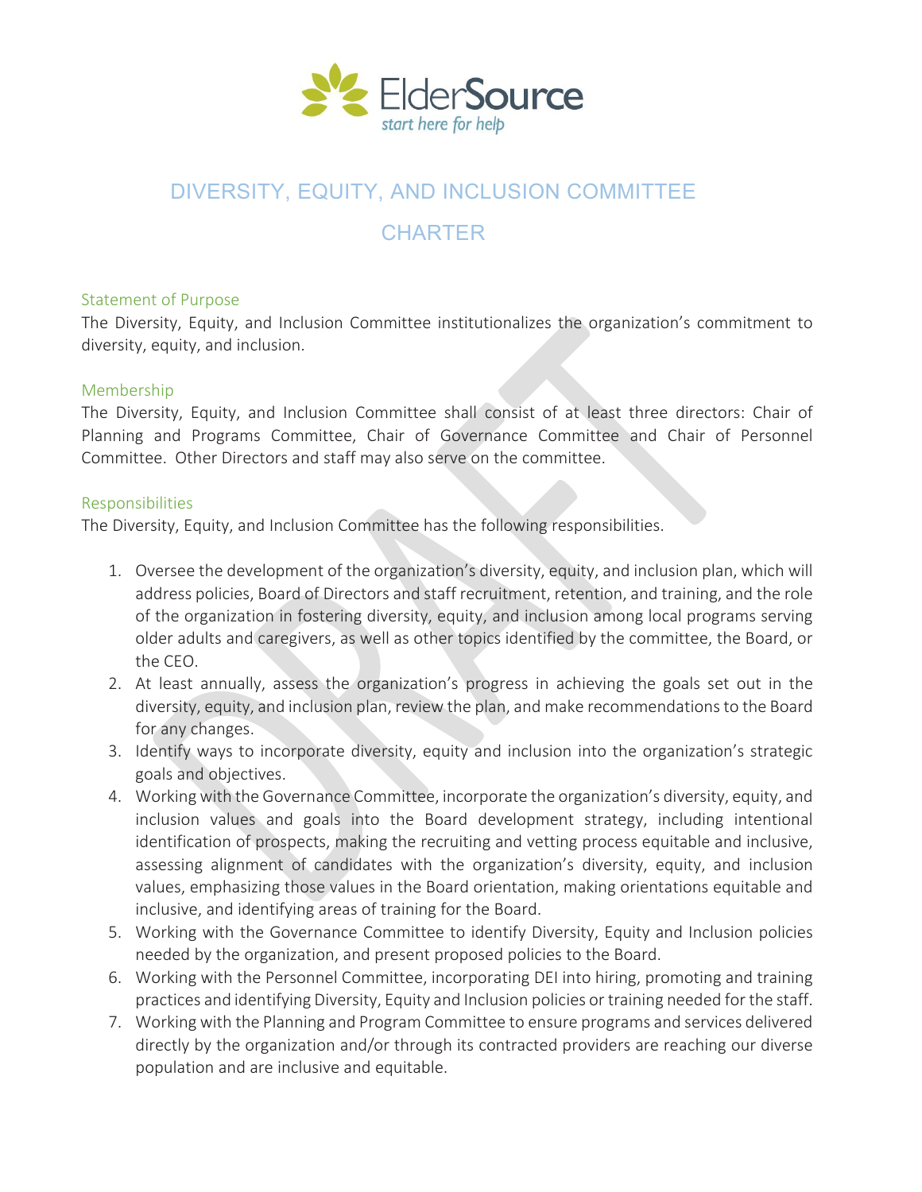# DIVERSITY, EQUITY, AND INCLUSION COMMITTEE CHARTER

## Statement of Purpose

The Diversity, Equity, and Inclusion Committee institutionalizes the organization's commitment to diversity, equity, and inclusion.

## Membership

The Diversity, Equity, and Inclusion Committee shall consist of at least three directors: Chair of Planning and Programs Committee, Chair of Governance Committee and Chair of Personnel Committee. Other Directors and staff may also serve on the committee.

## Responsibilities

The Diversity, Equity, and Inclusion Committee has the following responsibilities.

1. Oversee the development of the organization's diversity, equity, and inclusion plan, which will address policies, Board of Directors and staff recruitment, retention, and training, and the role of the organization in fostering diversity, equity, and inclusion among local programs serving older adults and caregivers, as well as other topics identified by the committee, the Board, or the CEO.
2. At least annually, assess the organization's progress in achieving the goals set out in the diversity, equity, and inclusion plan, review the plan, and make recommendations to the Board for any changes.
3. Identify ways to incorporate diversity, equity and inclusion into the organization's strategic goals and objectives.
4. Working with the Governance Committee, incorporate the organization's diversity, equity, and inclusion values and goals into the Board development strategy, including intentional identification of prospects, making the recruiting and vetting process equitable and inclusive, assessing alignment of candidates with the organization's diversity, equity, and inclusion values, emphasizing those values in the Board orientation, making orientations equitable and inclusive, and identifying areas of training for the Board.
5. Working with the Governance Committee to identify Diversity, Equity and Inclusion policies needed by the organization, and present proposed policies to the Board.
6. Working with the Personnel Committee, incorporating DEI into hiring, promoting and training practices and identifying Diversity, Equity and Inclusion policies or training needed for the staff.
7. Working with the Planning and Program Committee to ensure programs and services delivered directly by the organization and/or through its contracted providers are reaching our diverse population and are inclusive and equitable.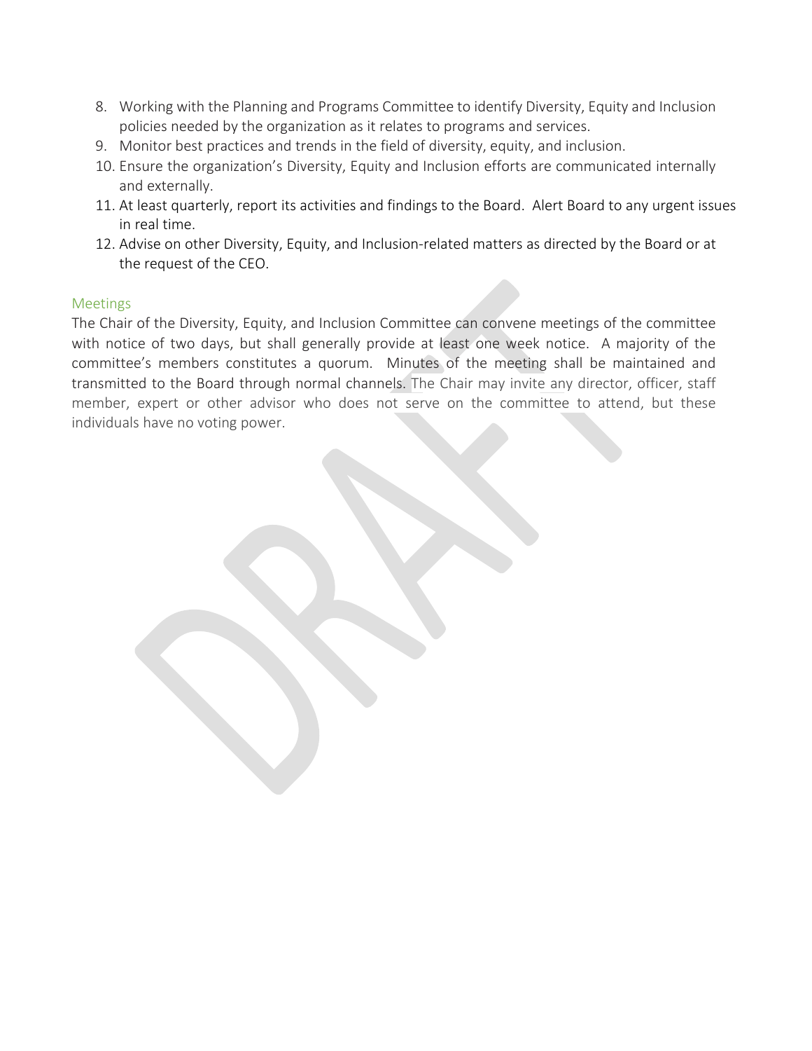8. Working with the Planning and Programs Committee to identify Diversity, Equity and Inclusion policies needed by the organization as it relates to programs and services.
9. Monitor best practices and trends in the field of diversity, equity, and inclusion.
10. Ensure the organization's Diversity, Equity and Inclusion efforts are communicated internally and externally.
11. At least quarterly, report its activities and findings to the Board. Alert Board to any urgent issues in real time.
12. Advise on other Diversity, Equity, and Inclusion-related matters as directed by the Board or at the request of the CEO.

## Meetings

The Chair of the Diversity, Equity, and Inclusion Committee can convene meetings of the committee with notice of two days, but shall generally provide at least one week notice. A majority of the committee's members constitutes a quorum. Minutes of the meeting shall be maintained and transmitted to the Board through normal channels. The Chair may invite any director, officer, staff member, expert or other advisor who does not serve on the committee to attend, but these individuals have no voting power.